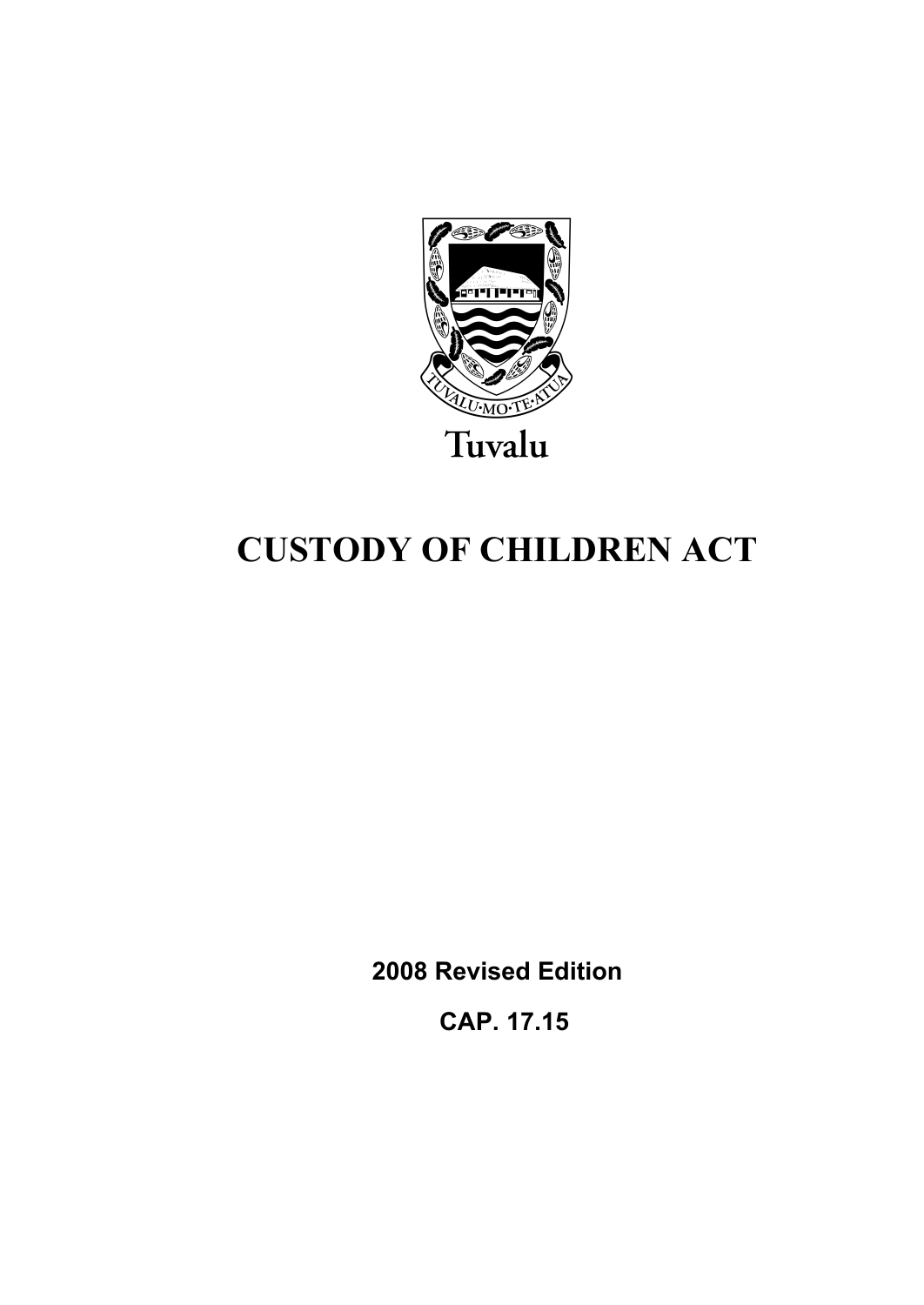TUVALU·MO·TE·ATUA

Tuvalu

# CUSTODY OF CHILDREN ACT

**2008 Revised Edition**

**CAP. 17.15**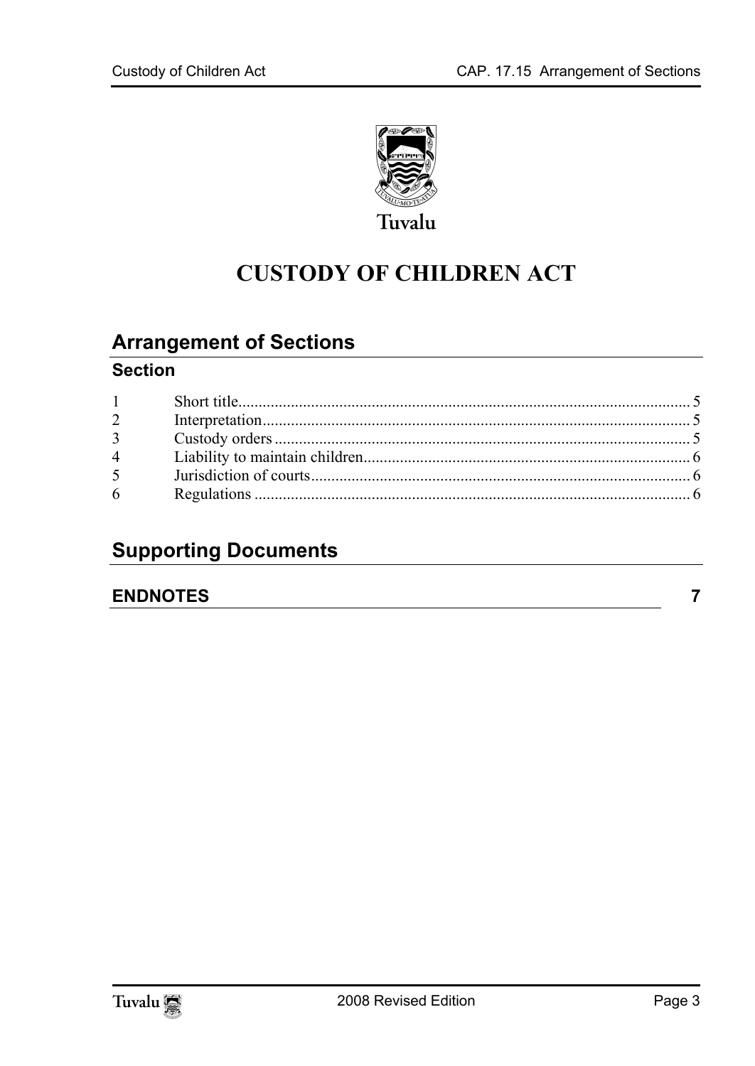Tuvalu

# CUSTODY OF CHILDREN ACT

## Arrangement of Sections

### Section

| | | |
|---|---|---|
| 1 | Short title | 5 |
| 2 | Interpretation | 5 |
| 3 | Custody orders | 5 |
| 4 | Liability to maintain children | 6 |
| 5 | Jurisdiction of courts | 6 |
| 6 | Regulations | 6 |

## Supporting Documents

**ENDNOTES** 7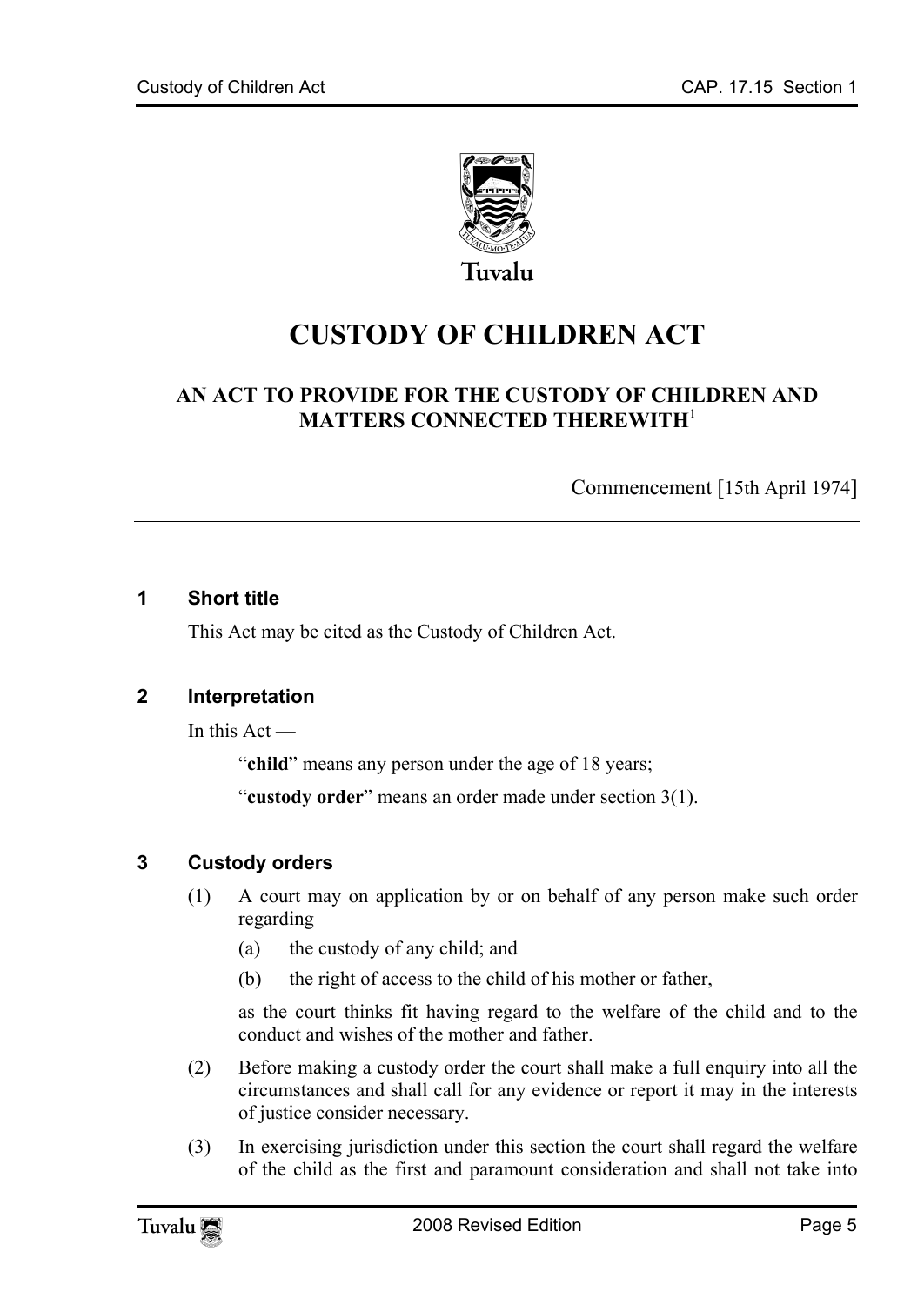Tuvalu

# CUSTODY OF CHILDREN ACT

## AN ACT TO PROVIDE FOR THE CUSTODY OF CHILDREN AND MATTERS CONNECTED THEREWITH[1]

Commencement [15th April 1974]

---

### 1 Short title

This Act may be cited as the Custody of Children Act.

### 2 Interpretation

In this Act —

"**child**" means any person under the age of 18 years;

"**custody order**" means an order made under section 3(1).

### 3 Custody orders

(1) A court may on application by or on behalf of any person make such order regarding —

(a) the custody of any child; and

(b) the right of access to the child of his mother or father,

as the court thinks fit having regard to the welfare of the child and to the conduct and wishes of the mother and father.

(2) Before making a custody order the court shall make a full enquiry into all the circumstances and shall call for any evidence or report it may in the interests of justice consider necessary.

(3) In exercising jurisdiction under this section the court shall regard the welfare of the child as the first and paramount consideration and shall not take into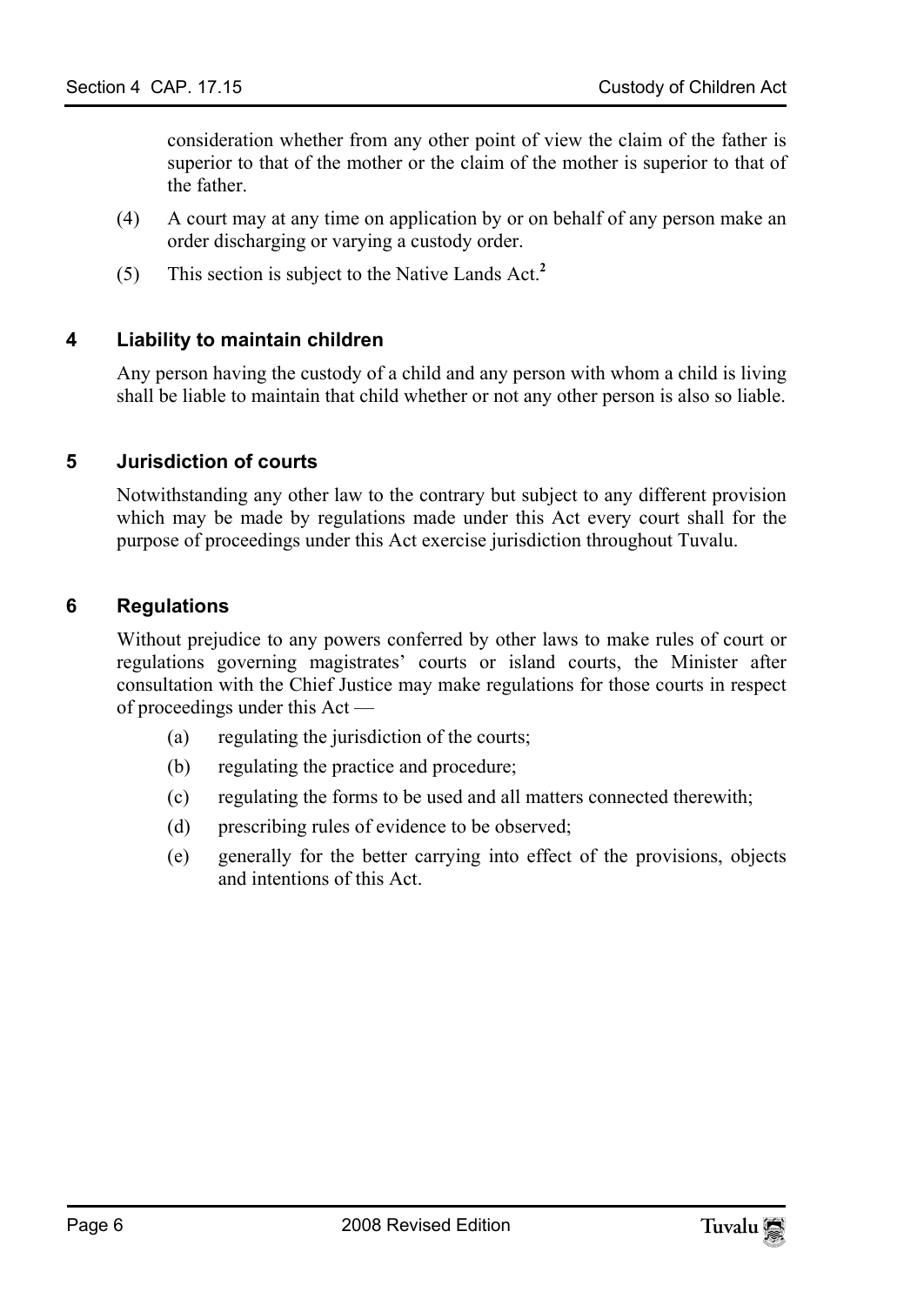consideration whether from any other point of view the claim of the father is superior to that of the mother or the claim of the mother is superior to that of the father.

(4) A court may at any time on application by or on behalf of any person make an order discharging or varying a custody order.

(5) This section is subject to the Native Lands Act.[2]

### 4 Liability to maintain children

Any person having the custody of a child and any person with whom a child is living shall be liable to maintain that child whether or not any other person is also so liable.

### 5 Jurisdiction of courts

Notwithstanding any other law to the contrary but subject to any different provision which may be made by regulations made under this Act every court shall for the purpose of proceedings under this Act exercise jurisdiction throughout Tuvalu.

### 6 Regulations

Without prejudice to any powers conferred by other laws to make rules of court or regulations governing magistrates' courts or island courts, the Minister after consultation with the Chief Justice may make regulations for those courts in respect of proceedings under this Act —

(a) regulating the jurisdiction of the courts;

(b) regulating the practice and procedure;

(c) regulating the forms to be used and all matters connected therewith;

(d) prescribing rules of evidence to be observed;

(e) generally for the better carrying into effect of the provisions, objects and intentions of this Act.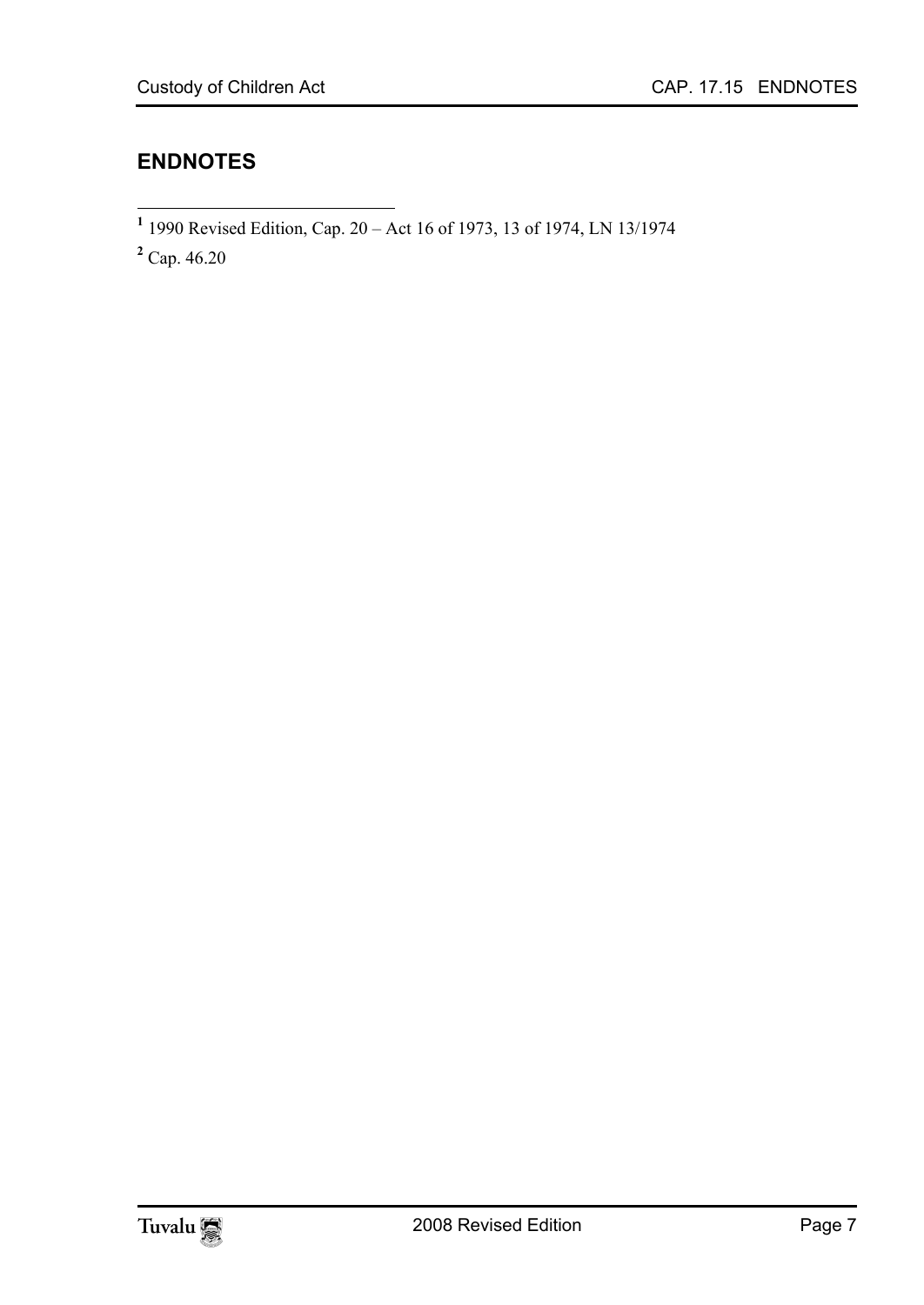## ENDNOTES

[1] 1990 Revised Edition, Cap. 20 – Act 16 of 1973, 13 of 1974, LN 13/1974

[2] Cap. 46.20